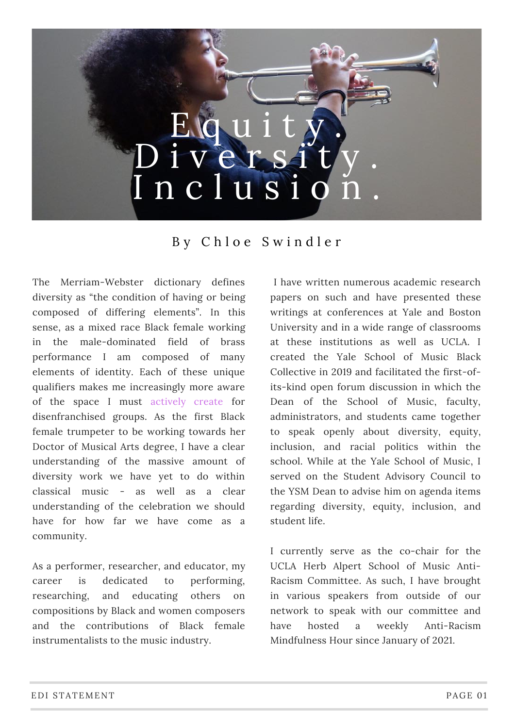# Equity. Diversity. Inclusion.

By Chloe Swindler

The Merriam-Webster dictionary defines diversity as "the condition of having or being composed of differing elements". In this sense, as a mixed race Black female working in the male-dominated field of brass performance I am composed of many elements of identity. Each of these unique qualifiers makes me increasingly more aware of the space I must actively create for disenfranchised groups. As the first Black female trumpeter to be working towards her Doctor of Musical Arts degree, I have a clear understanding of the massive amount of diversity work we have yet to do within classical music - as well as a clear understanding of the celebration we should have for how far we have come as a community.

As a performer, researcher, and educator, my career is dedicated to performing, researching, and educating others on compositions by Black and women composers and the contributions of Black female instrumentalists to the music industry.

I have written numerous academic research papers on such and have presented these writings at conferences at Yale and Boston University and in a wide range of classrooms at these institutions as well as UCLA. I created the Yale School of Music Black Collective in 2019 and facilitated the first-of-its-kind open forum discussion in which the Dean of the School of Music, faculty, administrators, and students came together to speak openly about diversity, equity, inclusion, and racial politics within the school. While at the Yale School of Music, I served on the Student Advisory Council to the YSM Dean to advise him on agenda items regarding diversity, equity, inclusion, and student life.

I currently serve as the co-chair for the UCLA Herb Alpert School of Music Anti-Racism Committee. As such, I have brought in various speakers from outside of our network to speak with our committee and have hosted a weekly Anti-Racism Mindfulness Hour since January of 2021.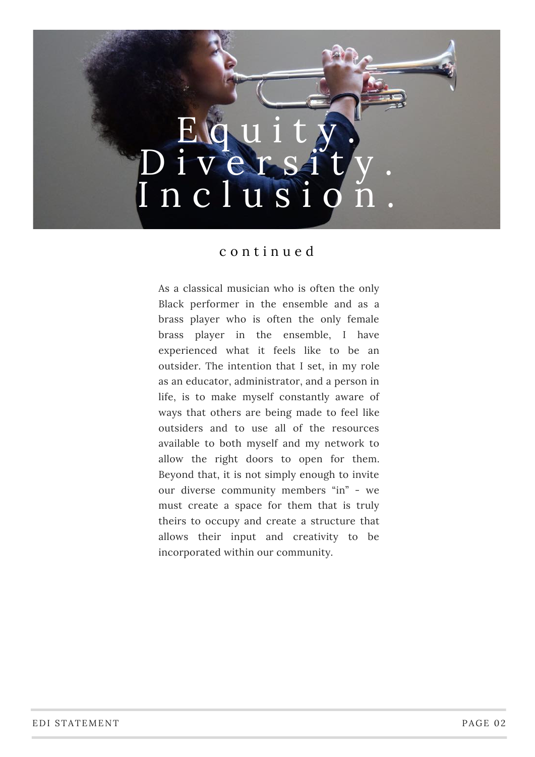# Equity. Diversity. Inclusion.

## continued

As a classical musician who is often the only Black performer in the ensemble and as a brass player who is often the only female brass player in the ensemble, I have experienced what it feels like to be an outsider. The intention that I set, in my role as an educator, administrator, and a person in life, is to make myself constantly aware of ways that others are being made to feel like outsiders and to use all of the resources available to both myself and my network to allow the right doors to open for them. Beyond that, it is not simply enough to invite our diverse community members "in" - we must create a space for them that is truly theirs to occupy and create a structure that allows their input and creativity to be incorporated within our community.